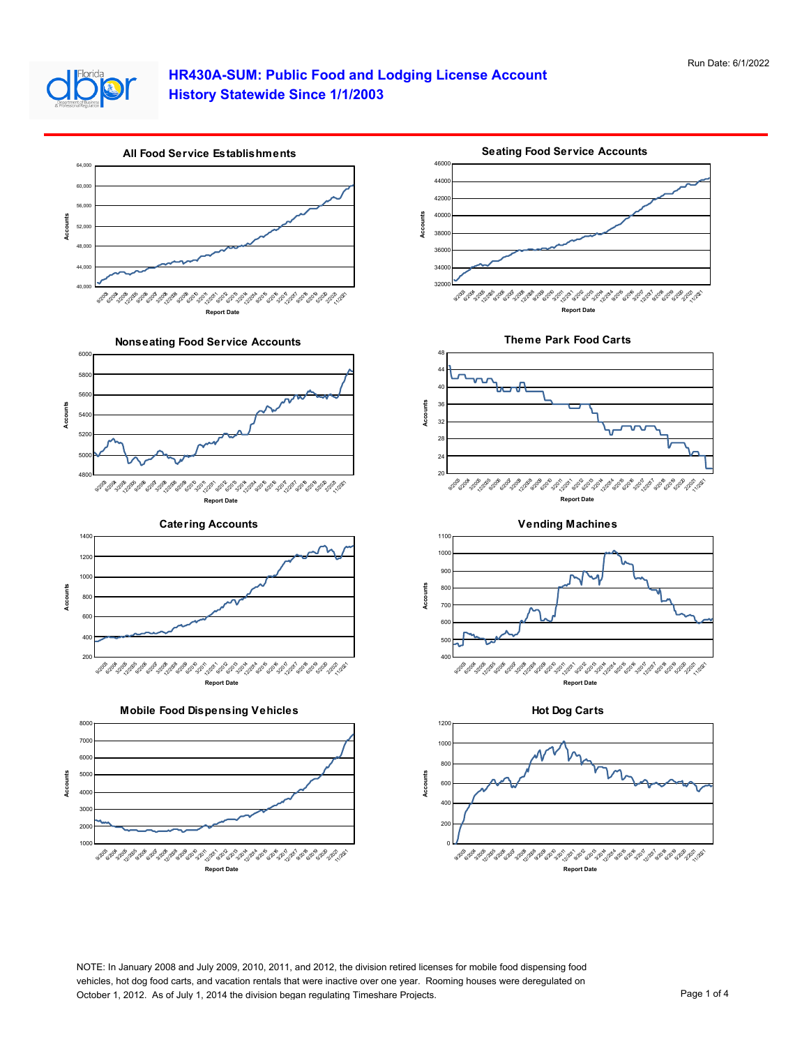Run Date: 6/1/2022

# HR430A-SUM: Public Food and Lodging License Account History Statewide Since 1/1/2003

**All Food Service Establishments**

**Seating Food Service Accounts**

**Nonseating Food Service Accounts**

**Theme Park Food Carts**

**Catering Accounts**

**Vending Machines**

**Mobile Food Dispensing Vehicles**

**Hot Dog Carts**

NOTE: In January 2008 and July 2009, 2010, 2011, and 2012, the division retired licenses for mobile food dispensing food vehicles, hot dog food carts, and vacation rentals that were inactive over one year. Rooming houses were deregulated on October 1, 2012. As of July 1, 2014 the division began regulating Timeshare Projects.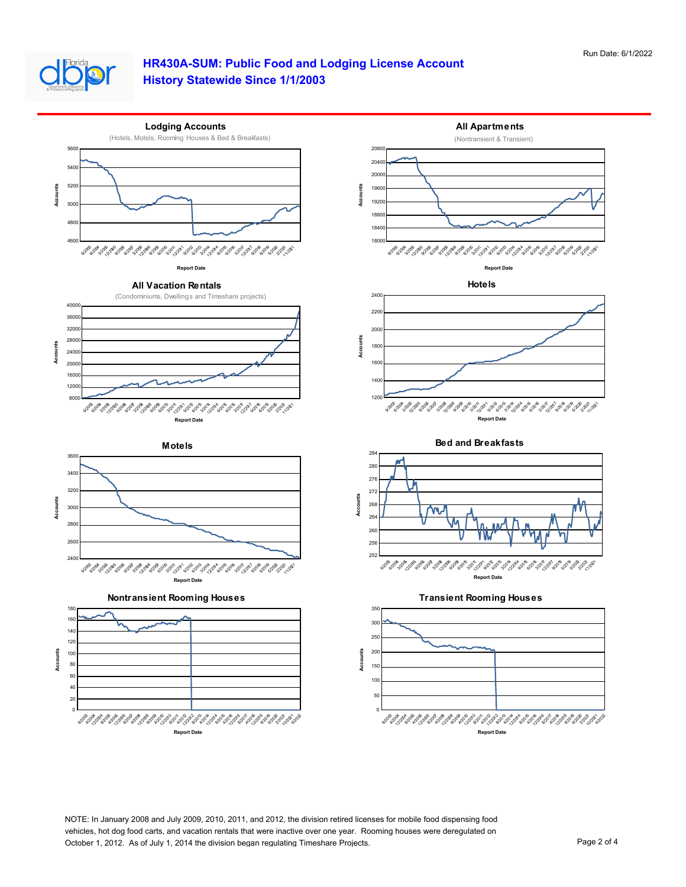Run Date: 6/1/2022

# HR430A-SUM: Public Food and Lodging License Account History Statewide Since 1/1/2003

## Lodging Accounts

(Hotels, Motels, Rooming Houses & Bed & Breakfasts)

## All Apartments

(Nontransient & Transient)

## All Vacation Rentals

(Condominiums, Dwellings and Timeshare projects)

## Hotels

## Motels

## Bed and Breakfasts

## Nontransient Rooming Houses

## Transient Rooming Houses

NOTE: In January 2008 and July 2009, 2010, 2011, and 2012, the division retired licenses for mobile food dispensing food vehicles, hot dog food carts, and vacation rentals that were inactive over one year. Rooming houses were deregulated on October 1, 2012. As of July 1, 2014 the division began regulating Timeshare Projects.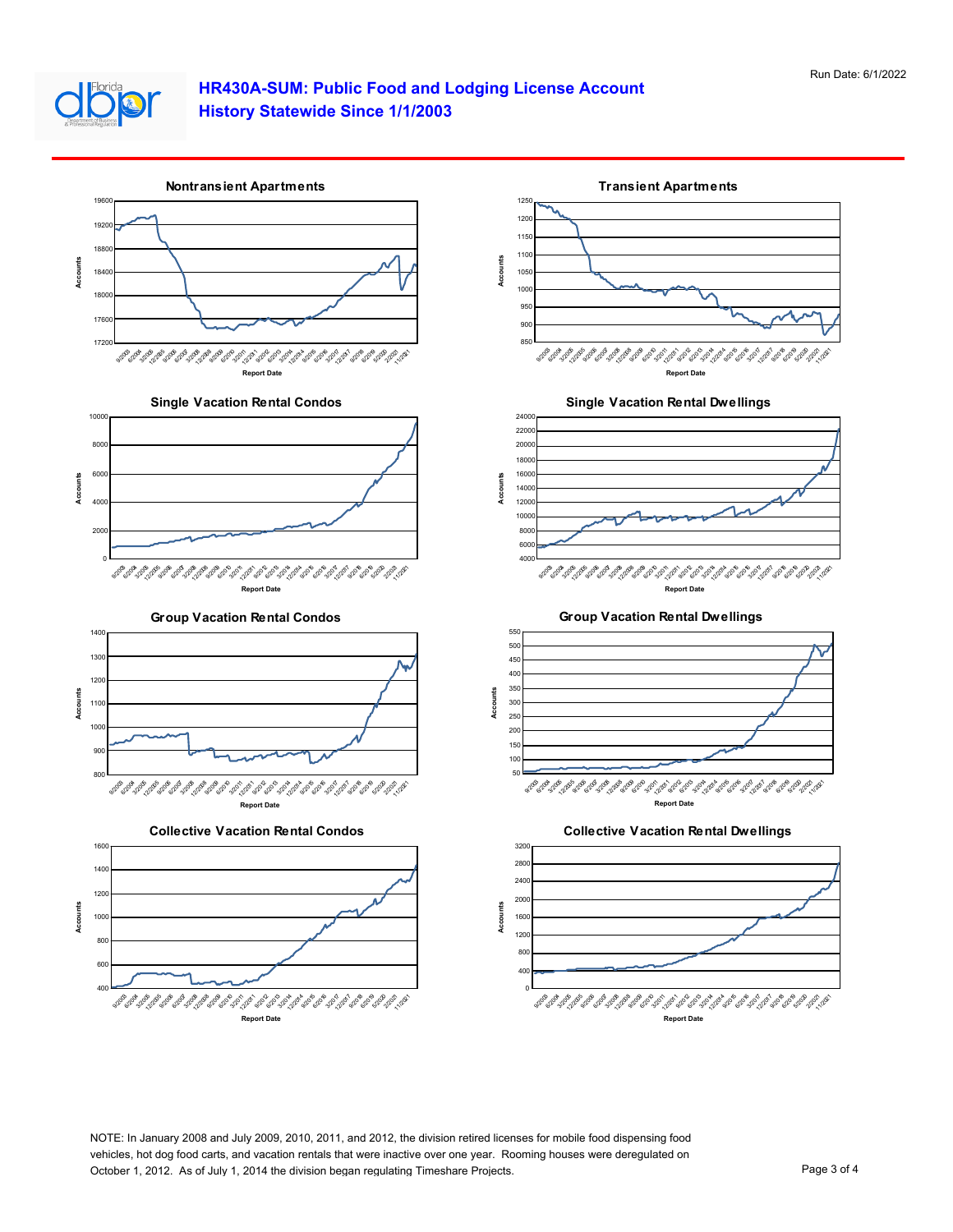Run Date: 6/1/2022

# HR430A-SUM: Public Food and Lodging License Account History Statewide Since 1/1/2003

### Nontransient Apartments

### Transient Apartments

### Single Vacation Rental Condos

### Single Vacation Rental Dwellings

### Group Vacation Rental Condos

### Group Vacation Rental Dwellings

### Collective Vacation Rental Condos

### Collective Vacation Rental Dwellings

NOTE: In January 2008 and July 2009, 2010, 2011, and 2012, the division retired licenses for mobile food dispensing food vehicles, hot dog food carts, and vacation rentals that were inactive over one year. Rooming houses were deregulated on October 1, 2012. As of July 1, 2014 the division began regulating Timeshare Projects.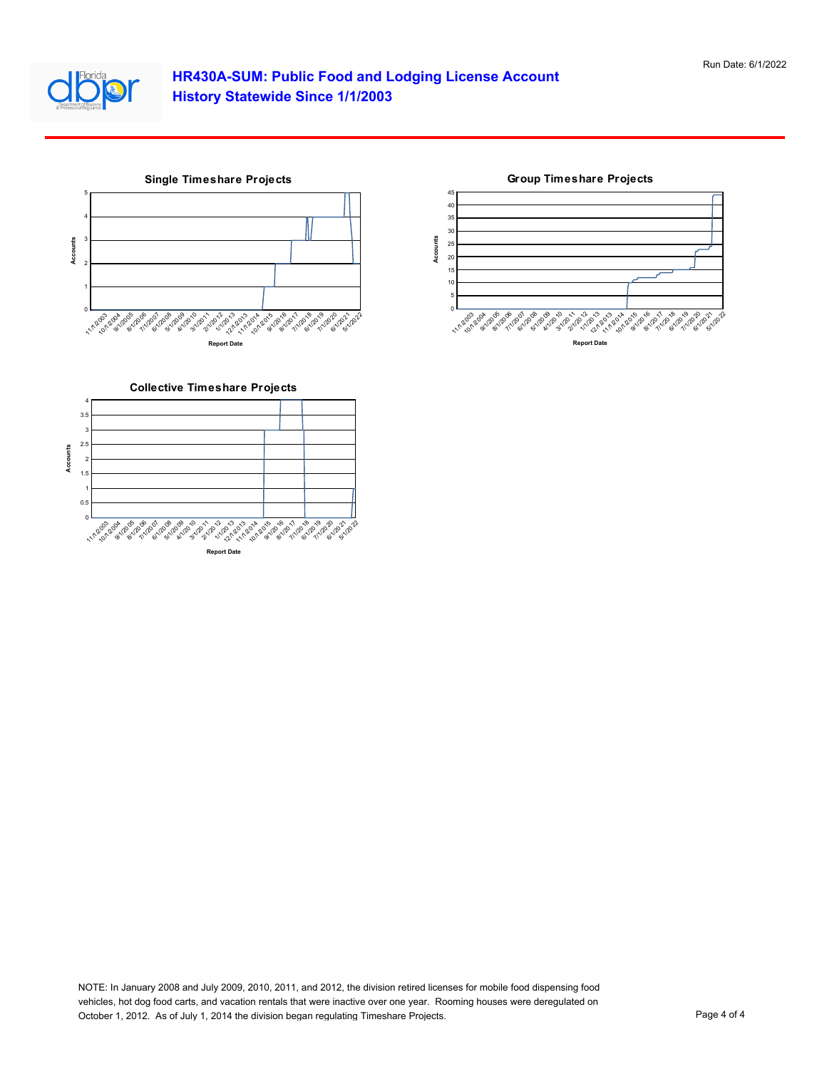# HR430A-SUM: Public Food and Lodging License Account History Statewide Since 1/1/2003

Run Date: 6/1/2022

**Single Timeshare Projects**

Accounts

5
4
3
2
1
0

11/1/2003 10/1/2004 9/1/2005 8/1/2006 7/1/2007 6/1/2008 5/1/2009 4/1/2010 3/1/2011 2/1/2012 1/1/2013 12/1/2013 11/1/2014 10/1/2015 9/1/2016 8/1/2017 7/1/2018 6/1/2019 7/1/2020 6/1/2021 5/1/2022

Report Date

**Group Timeshare Projects**

Accounts

45
40
35
30
25
20
15
10
5
0

11/1/2003 10/1/2004 9/1/2005 8/1/2006 7/1/2007 6/1/2008 5/1/2009 4/1/2010 3/1/2011 2/1/2012 1/1/2013 12/1/2013 11/1/2014 10/1/2015 9/1/2016 8/1/2017 7/1/2018 6/1/2019 7/1/2020 6/1/2021 5/1/2022

Report Date

**Collective Timeshare Projects**

Accounts

4
3.5
3
2.5
2
1.5
1
0.5
0

11/1/2003 10/1/2004 9/1/2005 8/1/2006 7/1/2007 6/1/2008 5/1/2009 4/1/2010 3/1/2011 2/1/2012 1/1/2013 12/1/2013 11/1/2014 10/1/2015 9/1/2016 8/1/2017 7/1/2018 6/1/2019 7/1/2020 6/1/2021 5/1/2022

Report Date

NOTE: In January 2008 and July 2009, 2010, 2011, and 2012, the division retired licenses for mobile food dispensing food vehicles, hot dog food carts, and vacation rentals that were inactive over one year. Rooming houses were deregulated on October 1, 2012. As of July 1, 2014 the division began regulating Timeshare Projects.